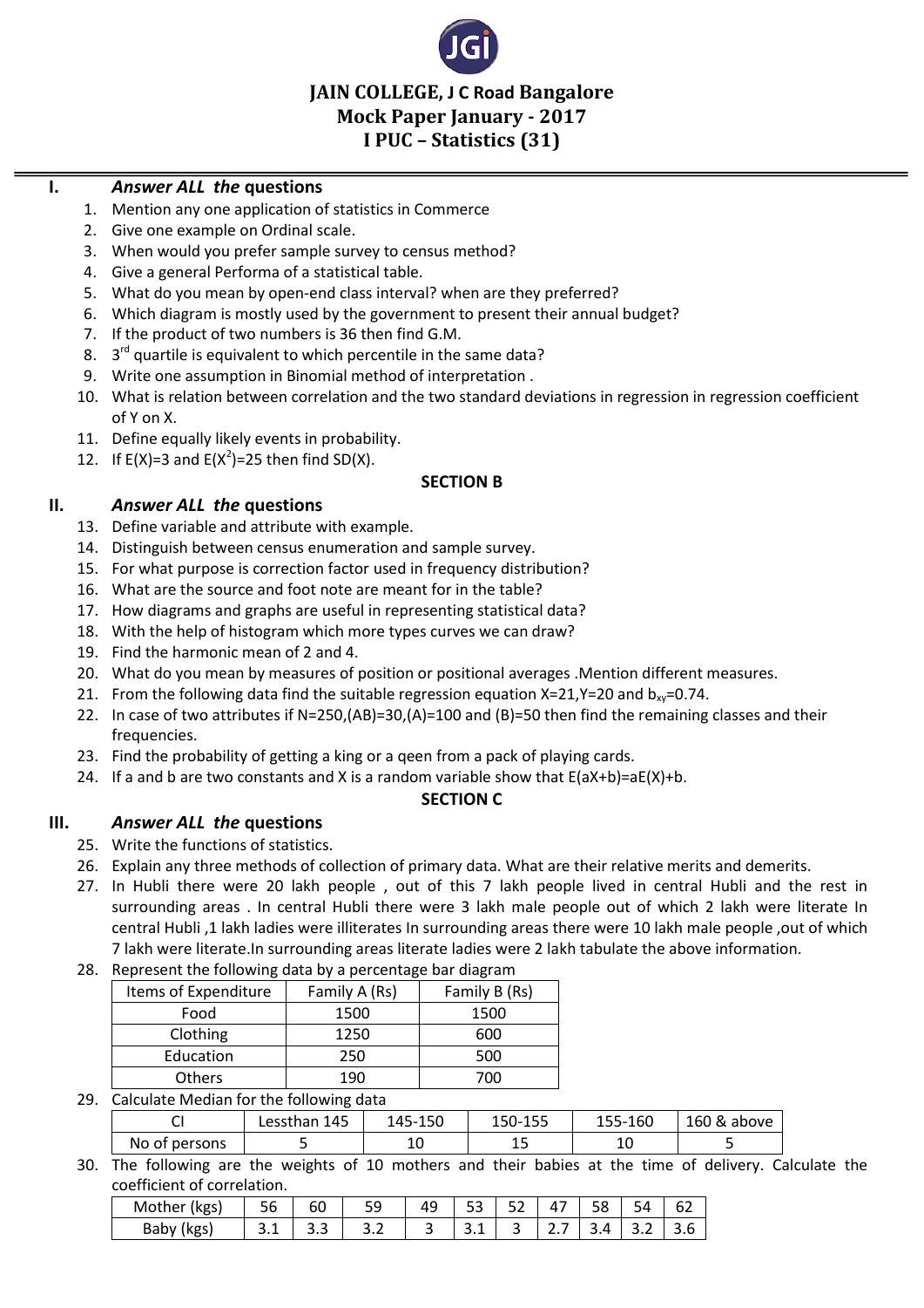# JAIN COLLEGE, J C Road Bangalore
## Mock Paper January - 2017
## I PUC – Statistics (31)

**I. *Answer ALL the* questions**

1. Mention any one application of statistics in Commerce
2. Give one example on Ordinal scale.
3. When would you prefer sample survey to census method?
4. Give a general Performa of a statistical table.
5. What do you mean by open-end class interval? when are they preferred?
6. Which diagram is mostly used by the government to present their annual budget?
7. If the product of two numbers is 36 then find G.M.
8. $3^{rd}$ quartile is equivalent to which percentile in the same data?
9. Write one assumption in Binomial method of interpretation .
10. What is relation between correlation and the two standard deviations in regression in regression coefficient of Y on X.
11. Define equally likely events in probability.
12. If E(X)=3 and $E(X^2)$=25 then find SD(X).

**SECTION B**

**II. *Answer ALL the* questions**

13. Define variable and attribute with example.
14. Distinguish between census enumeration and sample survey.
15. For what purpose is correction factor used in frequency distribution?
16. What are the source and foot note are meant for in the table?
17. How diagrams and graphs are useful in representing statistical data?
18. With the help of histogram which more types curves we can draw?
19. Find the harmonic mean of 2 and 4.
20. What do you mean by measures of position or positional averages .Mention different measures.
21. From the following data find the suitable regression equation X=21,Y=20 and $b_{xy}$=0.74.
22. In case of two attributes if N=250,(AB)=30,(A)=100 and (B)=50 then find the remaining classes and their frequencies.
23. Find the probability of getting a king or a qeen from a pack of playing cards.
24. If a and b are two constants and X is a random variable show that E(aX+b)=aE(X)+b.

**SECTION C**

**III. *Answer ALL the* questions**

25. Write the functions of statistics.
26. Explain any three methods of collection of primary data. What are their relative merits and demerits.
27. In Hubli there were 20 lakh people , out of this 7 lakh people lived in central Hubli and the rest in surrounding areas . In central Hubli there were 3 lakh male people out of which 2 lakh were literate In central Hubli ,1 lakh ladies were illiterates In surrounding areas there were 10 lakh male people ,out of which 7 lakh were literate.In surrounding areas literate ladies were 2 lakh tabulate the above information.
28. Represent the following data by a percentage bar diagram

| Items of Expenditure | Family A (Rs) | Family B (Rs) |
|---|---|---|
| Food | 1500 | 1500 |
| Clothing | 1250 | 600 |
| Education | 250 | 500 |
| Others | 190 | 700 |

29. Calculate Median for the following data

| CI | Lessthan 145 | 145-150 | 150-155 | 155-160 | 160 & above |
|---|---|---|---|---|---|
| No of persons | 5 | 10 | 15 | 10 | 5 |

30. The following are the weights of 10 mothers and their babies at the time of delivery. Calculate the coefficient of correlation.

| Mother (kgs) | 56 | 60 | 59 | 49 | 53 | 52 | 47 | 58 | 54 | 62 |
|---|---|---|---|---|---|---|---|---|---|---|
| Baby (kgs) | 3.1 | 3.3 | 3.2 | 3 | 3.1 | 3 | 2.7 | 3.4 | 3.2 | 3.6 |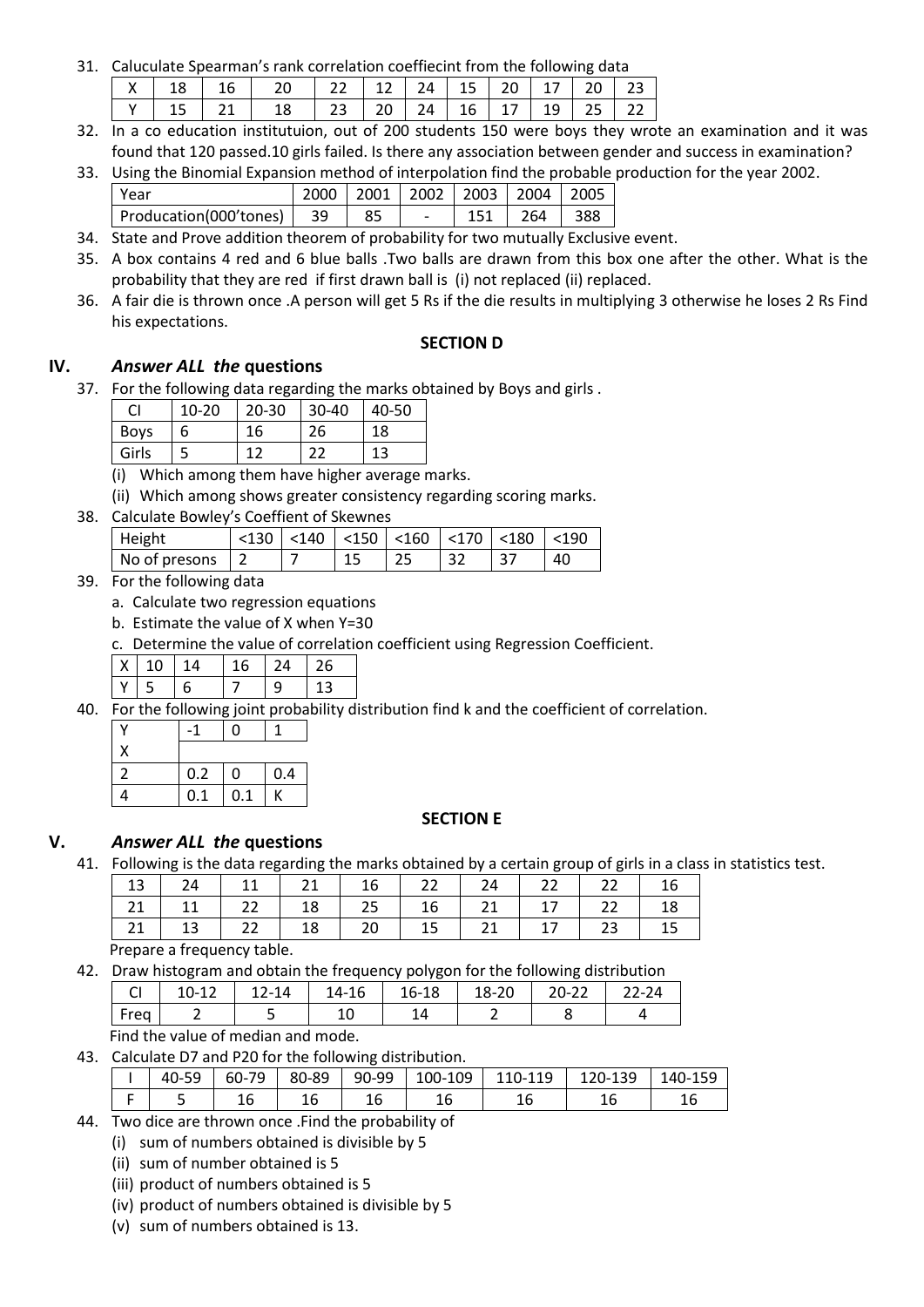31. Caluculate Spearman's rank correlation coeffiecint from the following data

| X | 18 | 16 | 20 | 22 | 12 | 24 | 15 | 20 | 17 | 20 | 23 |
|---|---|---|---|---|---|---|---|---|---|---|---|
| Y | 15 | 21 | 18 | 23 | 20 | 24 | 16 | 17 | 19 | 25 | 22 |

32. In a co education institutuion, out of 200 students 150 were boys they wrote an examination and it was found that 120 passed.10 girls failed. Is there any association between gender and success in examination?
33. Using the Binomial Expansion method of interpolation find the probable production for the year 2002.

| Year | 2000 | 2001 | 2002 | 2003 | 2004 | 2005 |
|---|---|---|---|---|---|---|
| Producation(000'tones) | 39 | 85 | - | 151 | 264 | 388 |

34. State and Prove addition theorem of probability for two mutually Exclusive event.
35. A box contains 4 red and 6 blue balls .Two balls are drawn from this box one after the other. What is the probability that they are red if first drawn ball is (i) not replaced (ii) replaced.
36. A fair die is thrown once .A person will get 5 Rs if the die results in multiplying 3 otherwise he loses 2 Rs Find his expectations.

## SECTION D

## IV. *Answer ALL the* questions

37. For the following data regarding the marks obtained by Boys and girls .

| CI | 10-20 | 20-30 | 30-40 | 40-50 |
|---|---|---|---|---|
| Boys | 6 | 16 | 26 | 18 |
| Girls | 5 | 12 | 22 | 13 |

(i) Which among them have higher average marks.
(ii) Which among shows greater consistency regarding scoring marks.

38. Calculate Bowley's Coeffient of Skewnes

| Height | <130 | <140 | <150 | <160 | <170 | <180 | <190 |
|---|---|---|---|---|---|---|---|
| No of presons | 2 | 7 | 15 | 25 | 32 | 37 | 40 |

39. For the following data
    a. Calculate two regression equations
    b. Estimate the value of X when Y=30
    c. Determine the value of correlation coefficient using Regression Coefficient.

| X | 10 | 14 | 16 | 24 | 26 |
|---|---|---|---|---|---|
| Y | 5 | 6 | 7 | 9 | 13 |

40. For the following joint probability distribution find k and the coefficient of correlation.

| Y / X | -1 | 0 | 1 |
|---|---|---|---|
| 2 | 0.2 | 0 | 0.4 |
| 4 | 0.1 | 0.1 | K |

## SECTION E

## V. *Answer ALL the* questions

41. Following is the data regarding the marks obtained by a certain group of girls in a class in statistics test.

| | | | | | | | | | |
|---|---|---|---|---|---|---|---|---|---|
| 13 | 24 | 11 | 21 | 16 | 22 | 24 | 22 | 22 | 16 |
| 21 | 11 | 22 | 18 | 25 | 16 | 21 | 17 | 22 | 18 |
| 21 | 13 | 22 | 18 | 20 | 15 | 21 | 17 | 23 | 15 |

Prepare a frequency table.

42. Draw histogram and obtain the frequency polygon for the following distribution

| CI | 10-12 | 12-14 | 14-16 | 16-18 | 18-20 | 20-22 | 22-24 |
|---|---|---|---|---|---|---|---|
| Freq | 2 | 5 | 10 | 14 | 2 | 8 | 4 |

Find the value of median and mode.

43. Calculate D7 and P20 for the following distribution.

| I | 40-59 | 60-79 | 80-89 | 90-99 | 100-109 | 110-119 | 120-139 | 140-159 |
|---|---|---|---|---|---|---|---|---|
| F | 5 | 16 | 16 | 16 | 16 | 16 | 16 | 16 |

44. Two dice are thrown once .Find the probability of
    (i) sum of numbers obtained is divisible by 5
    (ii) sum of number obtained is 5
    (iii) product of numbers obtained is 5
    (iv) product of numbers obtained is divisible by 5
    (v) sum of numbers obtained is 13.